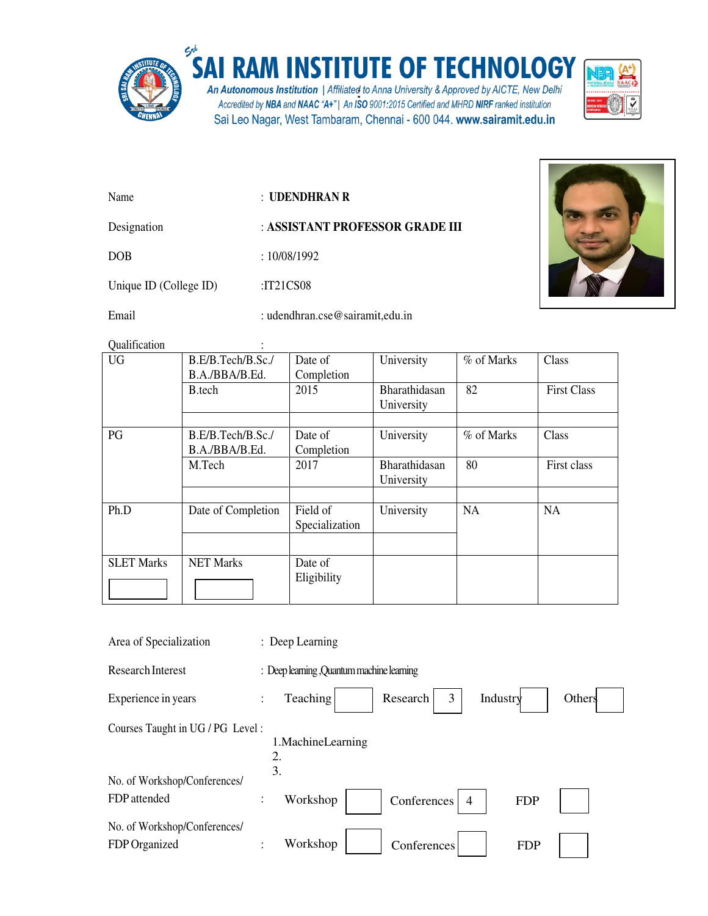# SAI RAM INSTITUTE OF TECHNOLOGY

An Autonomous Institution | Affiliated to Anna University & Approved by AICTE, New Delhi
Accredited by NBA and NAAC "A+" | An ISO 9001:2015 Certified and MHRD NIRF ranked institution
Sai Leo Nagar, West Tambaram, Chennai - 600 044. www.sairamit.edu.in

Name : **UDENDHRAN R**

Designation : **ASSISTANT PROFESSOR GRADE III**

DOB : 10/08/1992

Unique ID (College ID) :IT21CS08

Email : udendhran.cse@sairamit,edu.in

Qualification :

| UG | B.E/B.Tech/B.Sc./ B.A./BBA/B.Ed. | Date of Completion | University | % of Marks | Class |
|---|---|---|---|---|---|
| | B.tech | 2015 | Bharathidasan University | 82 | First Class |
| | | | | | |
| PG | B.E/B.Tech/B.Sc./ B.A./BBA/B.Ed. | Date of Completion | University | % of Marks | Class |
| | M.Tech | 2017 | Bharathidasan University | 80 | First class |
| | | | | | |
| Ph.D | Date of Completion | Field of Specialization | University | NA | NA |
| | | | | | |
| SLET Marks | NET Marks | Date of Eligibility | | | |

Area of Specialization : Deep Learning

Research Interest : Deep learning ,Quantum machine learning

Experience in years : Teaching [ ] Research [3] Industry [ ] Others [ ]

Courses Taught in UG / PG Level :

1. MachineLearning
2.
3.

No. of Workshop/Conferences/ FDP attended : Workshop [ ] Conferences [4] FDP [ ]

No. of Workshop/Conferences/ FDP Organized : Workshop [ ] Conferences [ ] FDP [ ]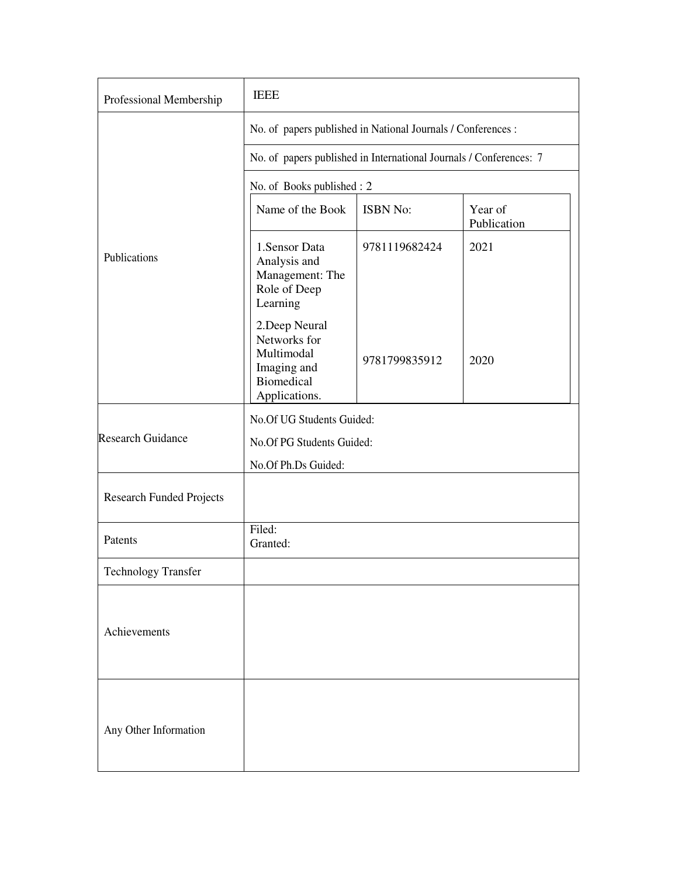| | |
|---|---|
| Professional Membership | IEEE |
| Publications | No. of papers published in National Journals / Conferences : |
| | No. of papers published in International Journals / Conferences: 7 |
| | No. of Books published : 2 |

| Name of the Book | ISBN No: | Year of Publication |
|---|---|---|
| 1.Sensor Data Analysis and Management: The Role of Deep Learning | 9781119682424 | 2021 |
| 2.Deep Neural Networks for Multimodal Imaging and Biomedical Applications. | 9781799835912 | 2020 |

| | |
|---|---|
| Research Guidance | No.Of UG Students Guided:<br>No.Of PG Students Guided:<br>No.Of Ph.Ds Guided: |
| Research Funded Projects | |
| Patents | Filed:<br>Granted: |
| Technology Transfer | |
| Achievements | |
| Any Other Information | |